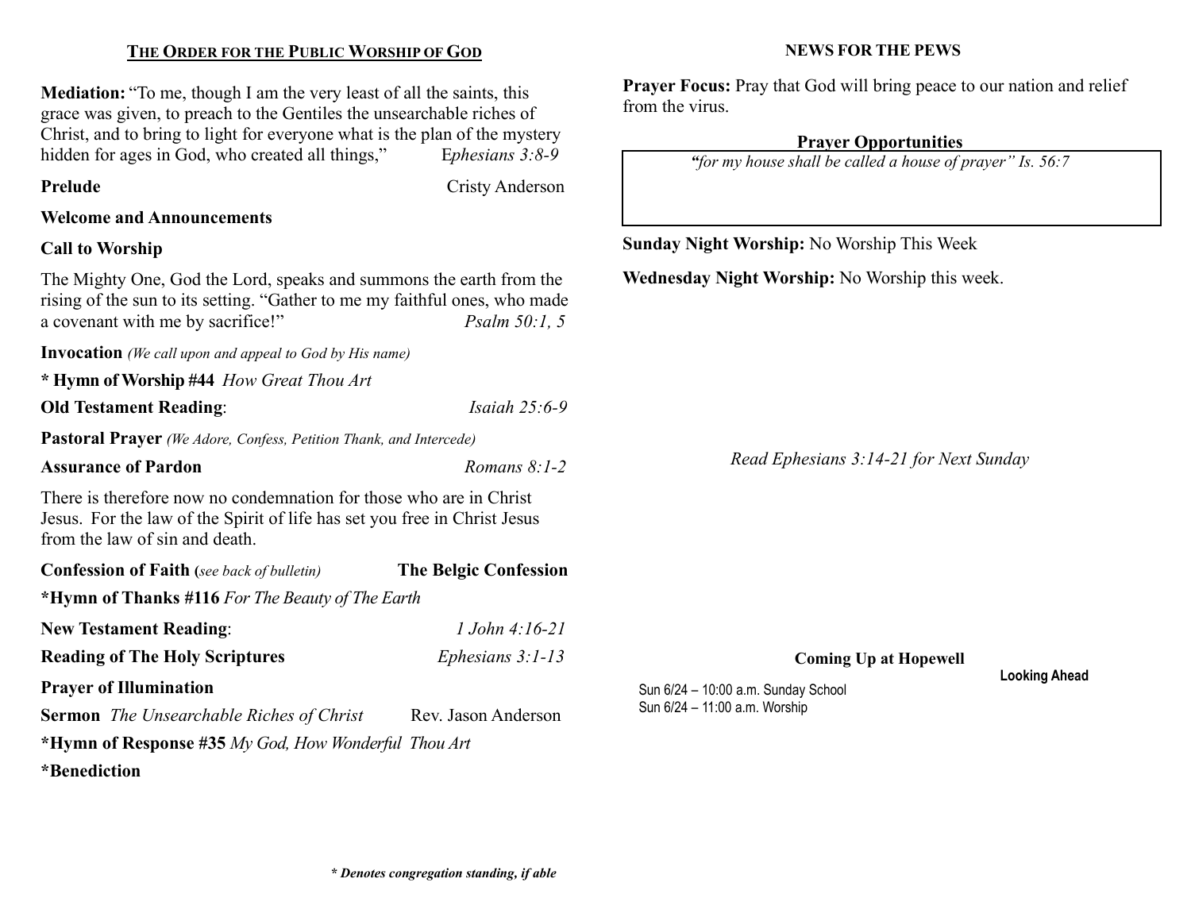## THE ORDER FOR THE PUBLIC WORSHIP OF GOD

**Mediation:** "To me, though I am the very least of all the saints, this grace was given, to preach to the Gentiles the unsearchable riches of Christ, and to bring to light for everyone what is the plan of the mystery hidden for ages in God, who created all things," E*phesians 3:8-9*

**Prelude** Cristy Anderson

**Welcome and Announcements**

**Call to Worship**

The Mighty One, God the Lord, speaks and summons the earth from the rising of the sun to its setting. "Gather to me my faithful ones, who made a covenant with me by sacrifice!" *Psalm 50:1, 5*

**Invocation** *(We call upon and appeal to God by His name)*

**\* Hymn of Worship #44** *How Great Thou Art*

**Old Testament Reading**: *Isaiah 25:6-9*

**Pastoral Prayer** *(We Adore, Confess, Petition Thank, and Intercede)*

**Assurance of Pardon** *Romans 8:1-2*

There is therefore now no condemnation for those who are in Christ Jesus. For the law of the Spirit of life has set you free in Christ Jesus from the law of sin and death.

**Confession of Faith (***see back of bulletin)* **The Belgic Confession**

**\*Hymn of Thanks #116** *For The Beauty of The Earth*

**New Testament Reading**: *1 John 4:16-21*

**Reading of The Holy Scriptures** *Ephesians 3:1-13*

**Prayer of Illumination**

**Sermon** *The Unsearchable Riches of Christ* Rev. Jason Anderson

**\*Hymn of Response #35** *My God, How Wonderful Thou Art*

**\*Benediction**

***\* Denotes congregation standing, if able***

## NEWS FOR THE PEWS

**Prayer Focus:** Pray that God will bring peace to our nation and relief from the virus.

**Prayer Opportunities**

*"for my house shall be called a house of prayer" Is. 56:7*

**Sunday Night Worship:** No Worship This Week

**Wednesday Night Worship:** No Worship this week.

*Read Ephesians 3:14-21 for Next Sunday*

**Coming Up at Hopewell**

**Looking Ahead**

Sun 6/24 – 10:00 a.m. Sunday School
Sun 6/24 – 11:00 a.m. Worship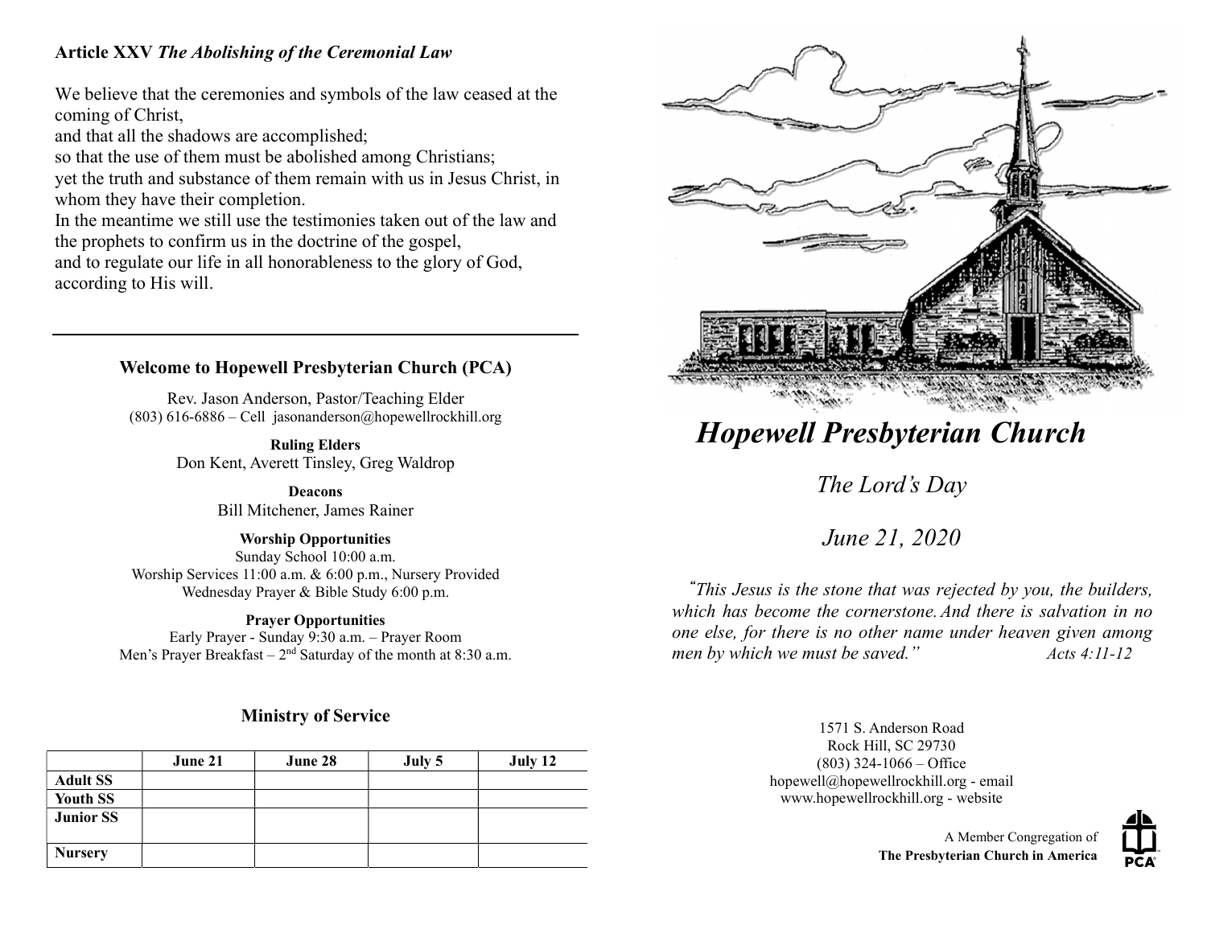**Article XXV** ***The Abolishing of the Ceremonial Law***

We believe that the ceremonies and symbols of the law ceased at the coming of Christ,
and that all the shadows are accomplished;
so that the use of them must be abolished among Christians;
yet the truth and substance of them remain with us in Jesus Christ, in whom they have their completion.
In the meantime we still use the testimonies taken out of the law and the prophets to confirm us in the doctrine of the gospel,
and to regulate our life in all honorableness to the glory of God, according to His will.

---

**Welcome to Hopewell Presbyterian Church (PCA)**

Rev. Jason Anderson, Pastor/Teaching Elder
(803) 616-6886 – Cell jasonanderson@hopewellrockhill.org

**Ruling Elders**
Don Kent, Averett Tinsley, Greg Waldrop

**Deacons**
Bill Mitchener, James Rainer

**Worship Opportunities**
Sunday School 10:00 a.m.
Worship Services 11:00 a.m. & 6:00 p.m., Nursery Provided
Wednesday Prayer & Bible Study 6:00 p.m.

**Prayer Opportunities**
Early Prayer - Sunday 9:30 a.m. – Prayer Room
Men's Prayer Breakfast – 2nd Saturday of the month at 8:30 a.m.

**Ministry of Service**

| | June 21 | June 28 | July 5 | July 12 |
|---|---|---|---|---|
| **Adult SS** | | | | |
| **Youth SS** | | | | |
| **Junior SS** | | | | |
| **Nursery** | | | | |

# *Hopewell Presbyterian Church*

*The Lord's Day*

*June 21, 2020*

*"This Jesus is the stone that was rejected by you, the builders, which has become the cornerstone. And there is salvation in no one else, for there is no other name under heaven given among men by which we must be saved." Acts 4:11-12*

1571 S. Anderson Road
Rock Hill, SC 29730
(803) 324-1066 – Office
hopewell@hopewellrockhill.org - email
www.hopewellrockhill.org - website

A Member Congregation of
**The Presbyterian Church in America**

PCA